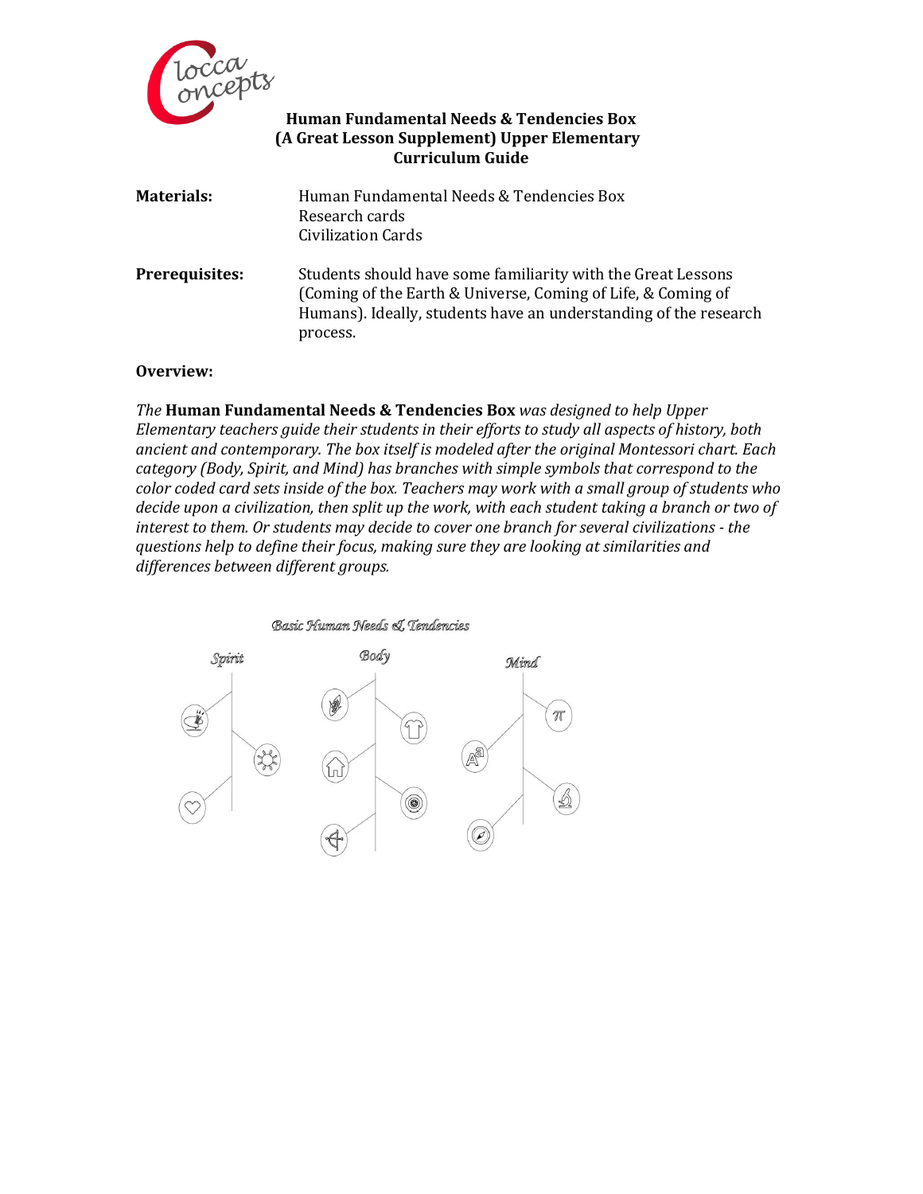# Human Fundamental Needs & Tendencies Box (A Great Lesson Supplement) Upper Elementary Curriculum Guide

**Materials:** Human Fundamental Needs & Tendencies Box
Research cards
Civilization Cards

**Prerequisites:** Students should have some familiarity with the Great Lessons (Coming of the Earth & Universe, Coming of Life, & Coming of Humans). Ideally, students have an understanding of the research process.

**Overview:**

*The* **Human Fundamental Needs & Tendencies Box** *was designed to help Upper Elementary teachers guide their students in their efforts to study all aspects of history, both ancient and contemporary. The box itself is modeled after the original Montessori chart. Each category (Body, Spirit, and Mind) has branches with simple symbols that correspond to the color coded card sets inside of the box. Teachers may work with a small group of students who decide upon a civilization, then split up the work, with each student taking a branch or two of interest to them. Or students may decide to cover one branch for several civilizations - the questions help to define their focus, making sure they are looking at similarities and differences between different groups.*

Basic Human Needs & Tendencies

Spirit | Body | Mind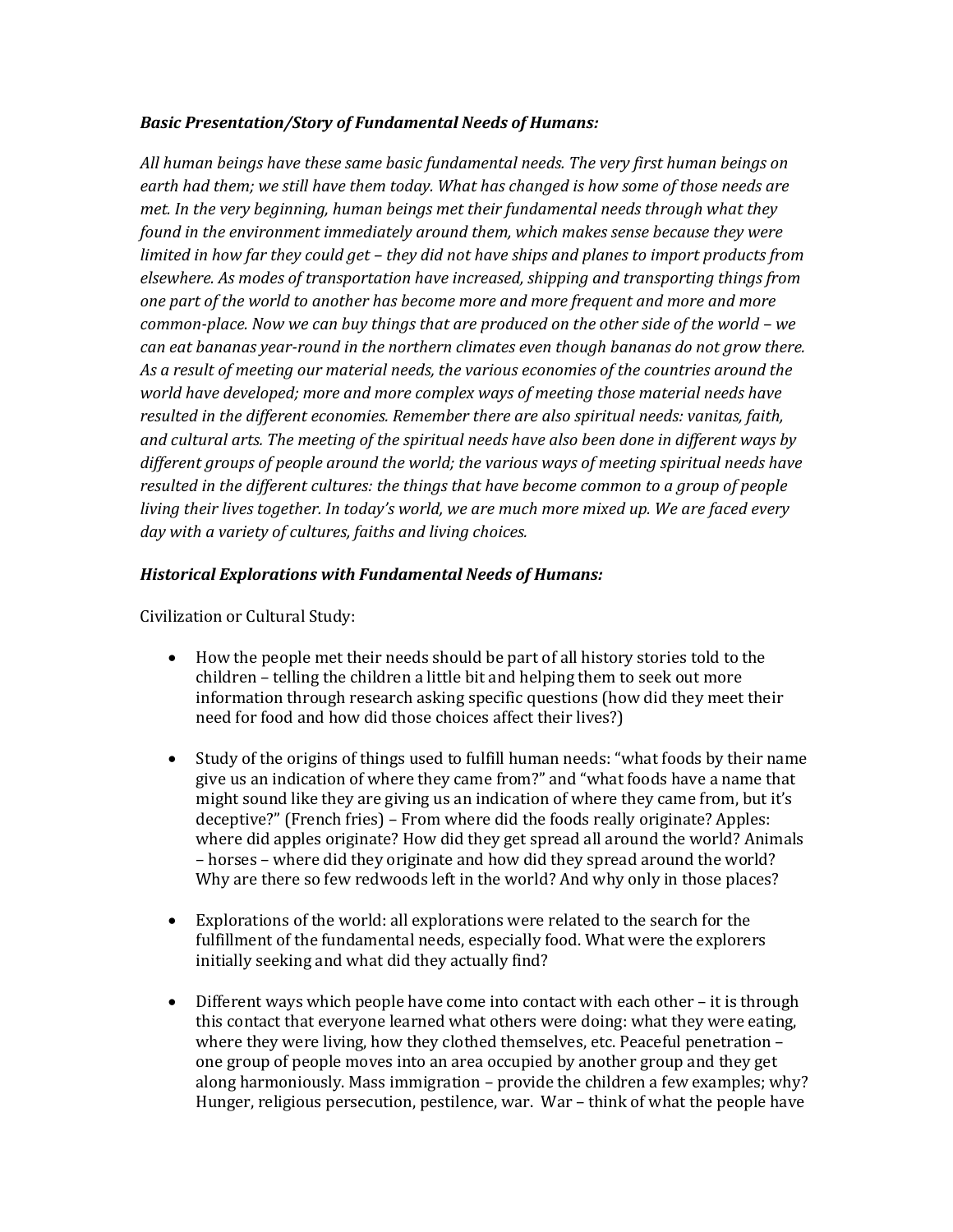***Basic Presentation/Story of Fundamental Needs of Humans:***

*All human beings have these same basic fundamental needs. The very first human beings on earth had them; we still have them today. What has changed is how some of those needs are met. In the very beginning, human beings met their fundamental needs through what they found in the environment immediately around them, which makes sense because they were limited in how far they could get – they did not have ships and planes to import products from elsewhere. As modes of transportation have increased, shipping and transporting things from one part of the world to another has become more and more frequent and more and more common-place. Now we can buy things that are produced on the other side of the world – we can eat bananas year-round in the northern climates even though bananas do not grow there. As a result of meeting our material needs, the various economies of the countries around the world have developed; more and more complex ways of meeting those material needs have resulted in the different economies. Remember there are also spiritual needs: vanitas, faith, and cultural arts. The meeting of the spiritual needs have also been done in different ways by different groups of people around the world; the various ways of meeting spiritual needs have resulted in the different cultures: the things that have become common to a group of people living their lives together. In today's world, we are much more mixed up. We are faced every day with a variety of cultures, faiths and living choices.*

***Historical Explorations with Fundamental Needs of Humans:***

Civilization or Cultural Study:

- How the people met their needs should be part of all history stories told to the children – telling the children a little bit and helping them to seek out more information through research asking specific questions (how did they meet their need for food and how did those choices affect their lives?)
- Study of the origins of things used to fulfill human needs: "what foods by their name give us an indication of where they came from?" and "what foods have a name that might sound like they are giving us an indication of where they came from, but it's deceptive?" (French fries) – From where did the foods really originate? Apples: where did apples originate? How did they get spread all around the world? Animals – horses – where did they originate and how did they spread around the world? Why are there so few redwoods left in the world? And why only in those places?
- Explorations of the world: all explorations were related to the search for the fulfillment of the fundamental needs, especially food. What were the explorers initially seeking and what did they actually find?
- Different ways which people have come into contact with each other – it is through this contact that everyone learned what others were doing: what they were eating, where they were living, how they clothed themselves, etc. Peaceful penetration – one group of people moves into an area occupied by another group and they get along harmoniously. Mass immigration – provide the children a few examples; why? Hunger, religious persecution, pestilence, war. War – think of what the people have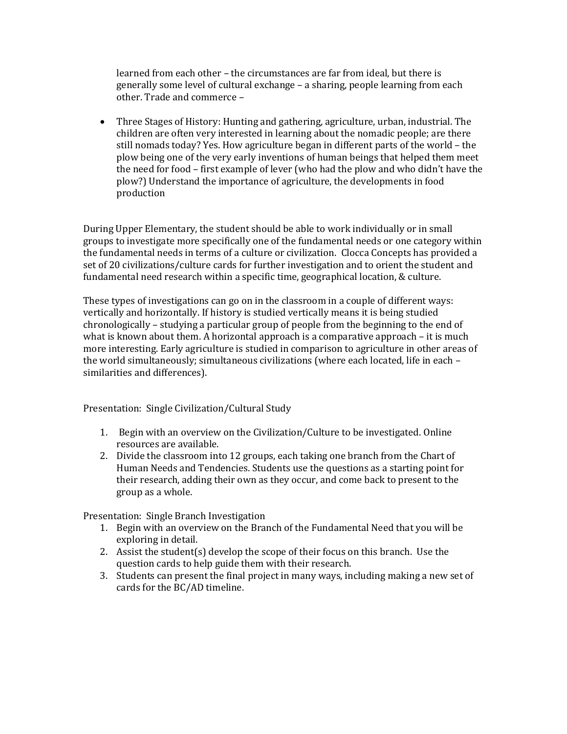learned from each other – the circumstances are far from ideal, but there is generally some level of cultural exchange – a sharing, people learning from each other. Trade and commerce –

- Three Stages of History: Hunting and gathering, agriculture, urban, industrial. The children are often very interested in learning about the nomadic people; are there still nomads today? Yes. How agriculture began in different parts of the world – the plow being one of the very early inventions of human beings that helped them meet the need for food – first example of lever (who had the plow and who didn't have the plow?) Understand the importance of agriculture, the developments in food production

During Upper Elementary, the student should be able to work individually or in small groups to investigate more specifically one of the fundamental needs or one category within the fundamental needs in terms of a culture or civilization. Clocca Concepts has provided a set of 20 civilizations/culture cards for further investigation and to orient the student and fundamental need research within a specific time, geographical location, & culture.

These types of investigations can go on in the classroom in a couple of different ways: vertically and horizontally. If history is studied vertically means it is being studied chronologically – studying a particular group of people from the beginning to the end of what is known about them. A horizontal approach is a comparative approach – it is much more interesting. Early agriculture is studied in comparison to agriculture in other areas of the world simultaneously; simultaneous civilizations (where each located, life in each – similarities and differences).

Presentation: Single Civilization/Cultural Study

1. Begin with an overview on the Civilization/Culture to be investigated. Online resources are available.
2. Divide the classroom into 12 groups, each taking one branch from the Chart of Human Needs and Tendencies. Students use the questions as a starting point for their research, adding their own as they occur, and come back to present to the group as a whole.

Presentation: Single Branch Investigation

1. Begin with an overview on the Branch of the Fundamental Need that you will be exploring in detail.
2. Assist the student(s) develop the scope of their focus on this branch. Use the question cards to help guide them with their research.
3. Students can present the final project in many ways, including making a new set of cards for the BC/AD timeline.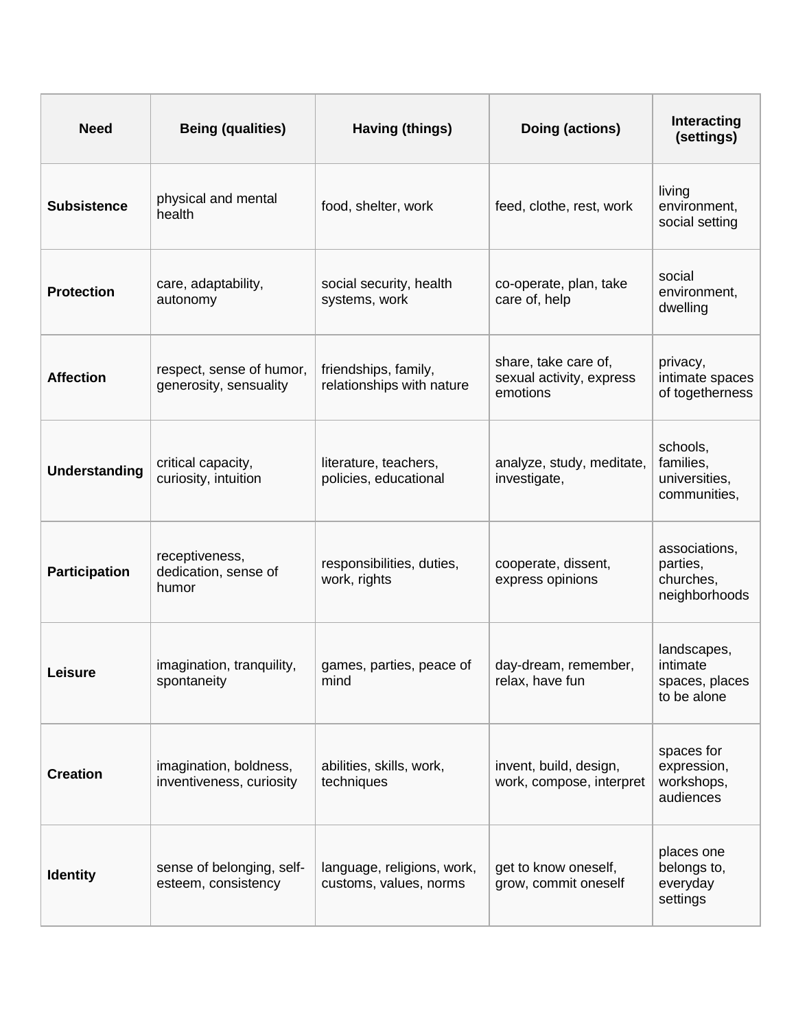| Need | Being (qualities) | Having (things) | Doing (actions) | Interacting (settings) |
| --- | --- | --- | --- | --- |
| **Subsistence** | physical and mental health | food, shelter, work | feed, clothe, rest, work | living environment, social setting |
| **Protection** | care, adaptability, autonomy | social security, health systems, work | co-operate, plan, take care of, help | social environment, dwelling |
| **Affection** | respect, sense of humor, generosity, sensuality | friendships, family, relationships with nature | share, take care of, sexual activity, express emotions | privacy, intimate spaces of togetherness |
| **Understanding** | critical capacity, curiosity, intuition | literature, teachers, policies, educational | analyze, study, meditate, investigate, | schools, families, universities, communities, |
| **Participation** | receptiveness, dedication, sense of humor | responsibilities, duties, work, rights | cooperate, dissent, express opinions | associations, parties, churches, neighborhoods |
| **Leisure** | imagination, tranquility, spontaneity | games, parties, peace of mind | day-dream, remember, relax, have fun | landscapes, intimate spaces, places to be alone |
| **Creation** | imagination, boldness, inventiveness, curiosity | abilities, skills, work, techniques | invent, build, design, work, compose, interpret | spaces for expression, workshops, audiences |
| **Identity** | sense of belonging, self-esteem, consistency | language, religions, work, customs, values, norms | get to know oneself, grow, commit oneself | places one belongs to, everyday settings |